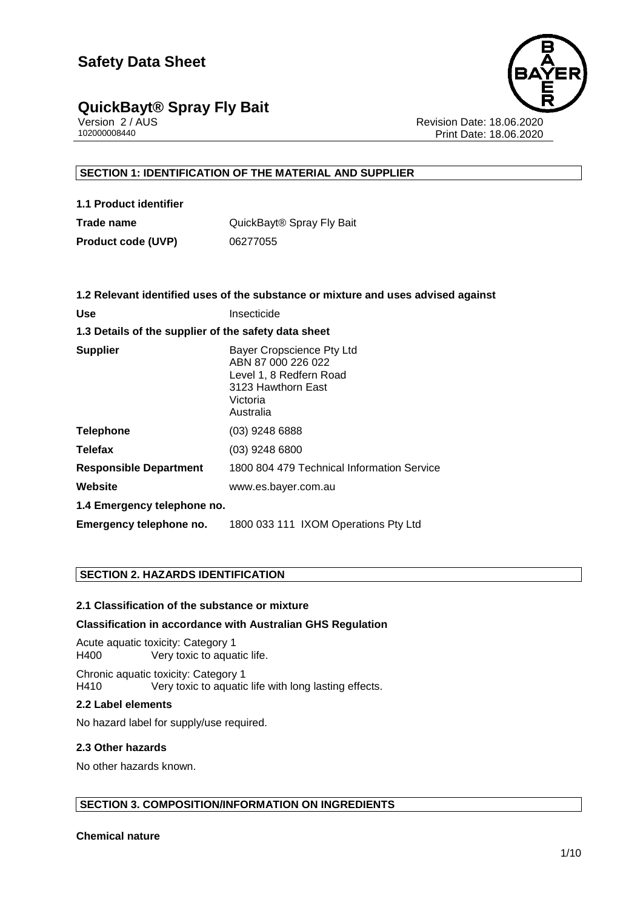# Safety Data Sheet

## QuickBayt® Spray Fly Bait

Version 2 / AUS
102000008440

Revision Date: 18.06.2020
Print Date: 18.06.2020

### SECTION 1: IDENTIFICATION OF THE MATERIAL AND SUPPLIER

**1.1 Product identifier**

| | |
|---|---|
| **Trade name** | QuickBayt® Spray Fly Bait |
| **Product code (UVP)** | 06277055 |

**1.2 Relevant identified uses of the substance or mixture and uses advised against**

| | |
|---|---|
| **Use** | Insecticide |

**1.3 Details of the supplier of the safety data sheet**

| | |
|---|---|
| **Supplier** | Bayer Cropscience Pty Ltd<br>ABN 87 000 226 022<br>Level 1, 8 Redfern Road<br>3123 Hawthorn East<br>Victoria<br>Australia |
| **Telephone** | (03) 9248 6888 |
| **Telefax** | (03) 9248 6800 |
| **Responsible Department** | 1800 804 479 Technical Information Service |
| **Website** | www.es.bayer.com.au |

**1.4 Emergency telephone no.**

| | |
|---|---|
| **Emergency telephone no.** | 1800 033 111 IXOM Operations Pty Ltd |

### SECTION 2. HAZARDS IDENTIFICATION

**2.1 Classification of the substance or mixture**

**Classification in accordance with Australian GHS Regulation**

Acute aquatic toxicity: Category 1
H400 Very toxic to aquatic life.

Chronic aquatic toxicity: Category 1
H410 Very toxic to aquatic life with long lasting effects.

**2.2 Label elements**

No hazard label for supply/use required.

**2.3 Other hazards**

No other hazards known.

### SECTION 3. COMPOSITION/INFORMATION ON INGREDIENTS

**Chemical nature**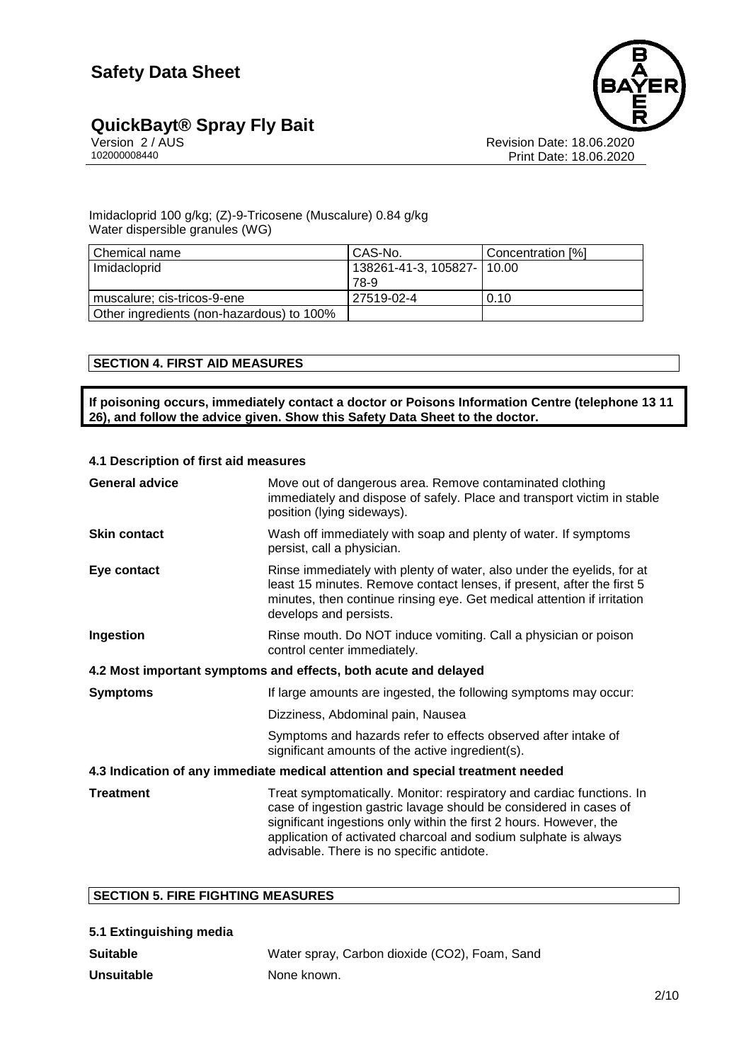Imidacloprid 100 g/kg; (Z)-9-Tricosene (Muscalure) 0.84 g/kg
Water dispersible granules (WG)

| Chemical name | CAS-No. | Concentration [%] |
| --- | --- | --- |
| Imidacloprid | 138261-41-3, 105827-78-9 | 10.00 |
| muscalure; cis-tricos-9-ene | 27519-02-4 | 0.10 |
| Other ingredients (non-hazardous) to 100% | | |

## SECTION 4. FIRST AID MEASURES

**If poisoning occurs, immediately contact a doctor or Poisons Information Centre (telephone 13 11 26), and follow the advice given. Show this Safety Data Sheet to the doctor.**

### 4.1 Description of first aid measures

**General advice** Move out of dangerous area. Remove contaminated clothing immediately and dispose of safely. Place and transport victim in stable position (lying sideways).

**Skin contact** Wash off immediately with soap and plenty of water. If symptoms persist, call a physician.

**Eye contact** Rinse immediately with plenty of water, also under the eyelids, for at least 15 minutes. Remove contact lenses, if present, after the first 5 minutes, then continue rinsing eye. Get medical attention if irritation develops and persists.

**Ingestion** Rinse mouth. Do NOT induce vomiting. Call a physician or poison control center immediately.

### 4.2 Most important symptoms and effects, both acute and delayed

**Symptoms** If large amounts are ingested, the following symptoms may occur:

Dizziness, Abdominal pain, Nausea

Symptoms and hazards refer to effects observed after intake of significant amounts of the active ingredient(s).

### 4.3 Indication of any immediate medical attention and special treatment needed

**Treatment** Treat symptomatically. Monitor: respiratory and cardiac functions. In case of ingestion gastric lavage should be considered in cases of significant ingestions only within the first 2 hours. However, the application of activated charcoal and sodium sulphate is always advisable. There is no specific antidote.

## SECTION 5. FIRE FIGHTING MEASURES

### 5.1 Extinguishing media

**Suitable** Water spray, Carbon dioxide ($CO_2$), Foam, Sand

**Unsuitable** None known.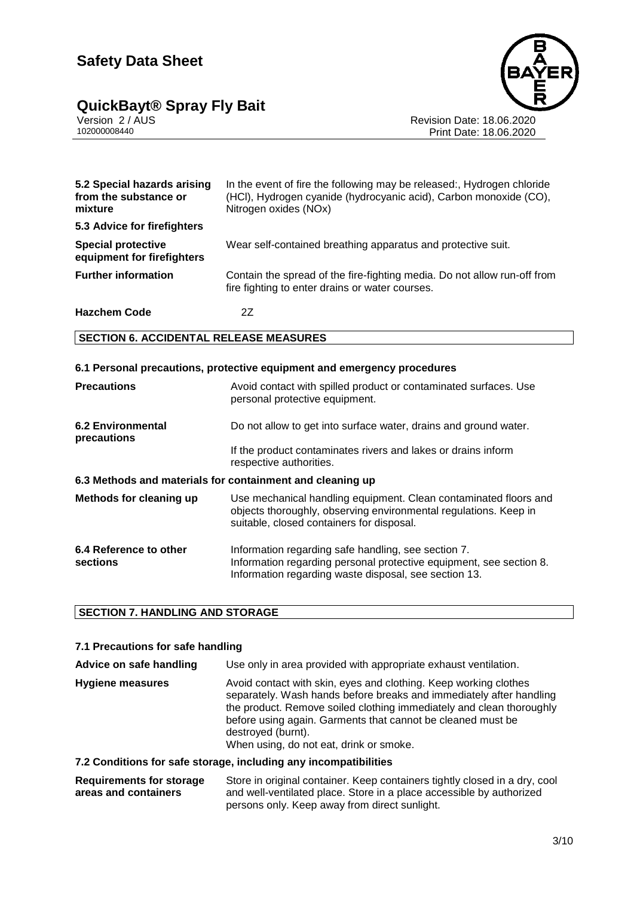| | |
|---|---|
| **5.2 Special hazards arising from the substance or mixture** | In the event of fire the following may be released:, Hydrogen chloride (HCl), Hydrogen cyanide (hydrocyanic acid), Carbon monoxide (CO), Nitrogen oxides (NOx) |
| **5.3 Advice for firefighters** | |
| **Special protective equipment for firefighters** | Wear self-contained breathing apparatus and protective suit. |
| **Further information** | Contain the spread of the fire-fighting media. Do not allow run-off from fire fighting to enter drains or water courses. |
| **Hazchem Code** | 2Z |

## SECTION 6. ACCIDENTAL RELEASE MEASURES

### 6.1 Personal precautions, protective equipment and emergency procedures

| | |
|---|---|
| **Precautions** | Avoid contact with spilled product or contaminated surfaces. Use personal protective equipment. |
| **6.2 Environmental precautions** | Do not allow to get into surface water, drains and ground water.<br>If the product contaminates rivers and lakes or drains inform respective authorities. |

### 6.3 Methods and materials for containment and cleaning up

| | |
|---|---|
| **Methods for cleaning up** | Use mechanical handling equipment. Clean contaminated floors and objects thoroughly, observing environmental regulations. Keep in suitable, closed containers for disposal. |
| **6.4 Reference to other sections** | Information regarding safe handling, see section 7.<br>Information regarding personal protective equipment, see section 8.<br>Information regarding waste disposal, see section 13. |

## SECTION 7. HANDLING AND STORAGE

### 7.1 Precautions for safe handling

| | |
|---|---|
| **Advice on safe handling** | Use only in area provided with appropriate exhaust ventilation. |
| **Hygiene measures** | Avoid contact with skin, eyes and clothing. Keep working clothes separately. Wash hands before breaks and immediately after handling the product. Remove soiled clothing immediately and clean thoroughly before using again. Garments that cannot be cleaned must be destroyed (burnt).<br>When using, do not eat, drink or smoke. |

### 7.2 Conditions for safe storage, including any incompatibilities

| | |
|---|---|
| **Requirements for storage areas and containers** | Store in original container. Keep containers tightly closed in a dry, cool and well-ventilated place. Store in a place accessible by authorized persons only. Keep away from direct sunlight. |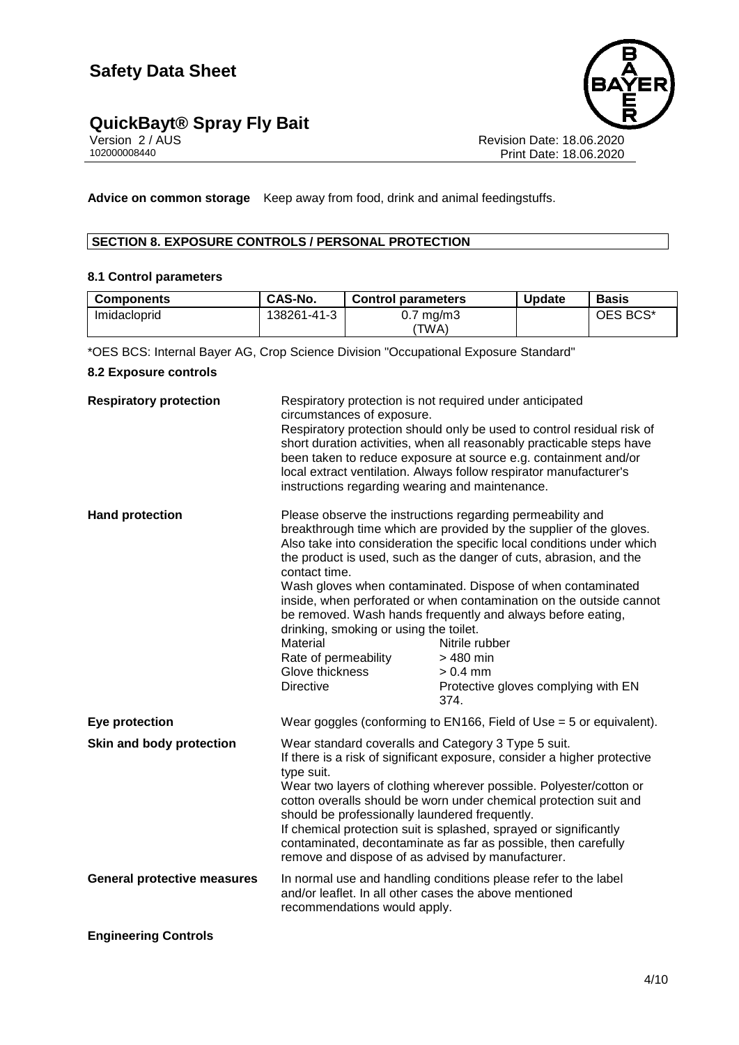**Advice on common storage** Keep away from food, drink and animal feedingstuffs.

## SECTION 8. EXPOSURE CONTROLS / PERSONAL PROTECTION

### 8.1 Control parameters

| Components | CAS-No. | Control parameters | Update | Basis |
|---|---|---|---|---|
| Imidacloprid | 138261-41-3 | 0.7 mg/m3 (TWA) | | OES BCS* |

*OES BCS: Internal Bayer AG, Crop Science Division "Occupational Exposure Standard"

### 8.2 Exposure controls

**Respiratory protection**

Respiratory protection is not required under anticipated circumstances of exposure.
Respiratory protection should only be used to control residual risk of short duration activities, when all reasonably practicable steps have been taken to reduce exposure at source e.g. containment and/or local extract ventilation. Always follow respirator manufacturer's instructions regarding wearing and maintenance.

**Hand protection**

Please observe the instructions regarding permeability and breakthrough time which are provided by the supplier of the gloves. Also take into consideration the specific local conditions under which the product is used, such as the danger of cuts, abrasion, and the contact time.
Wash gloves when contaminated. Dispose of when contaminated inside, when perforated or when contamination on the outside cannot be removed. Wash hands frequently and always before eating, drinking, smoking or using the toilet.

| | |
|---|---|
| Material | Nitrile rubber |
| Rate of permeability | > 480 min |
| Glove thickness | > 0.4 mm |
| Directive | Protective gloves complying with EN 374. |

**Eye protection**

Wear goggles (conforming to EN166, Field of Use = 5 or equivalent).

**Skin and body protection**

Wear standard coveralls and Category 3 Type 5 suit.
If there is a risk of significant exposure, consider a higher protective type suit.
Wear two layers of clothing wherever possible. Polyester/cotton or cotton overalls should be worn under chemical protection suit and should be professionally laundered frequently.
If chemical protection suit is splashed, sprayed or significantly contaminated, decontaminate as far as possible, then carefully remove and dispose of as advised by manufacturer.

**General protective measures**

In normal use and handling conditions please refer to the label and/or leaflet. In all other cases the above mentioned recommendations would apply.

**Engineering Controls**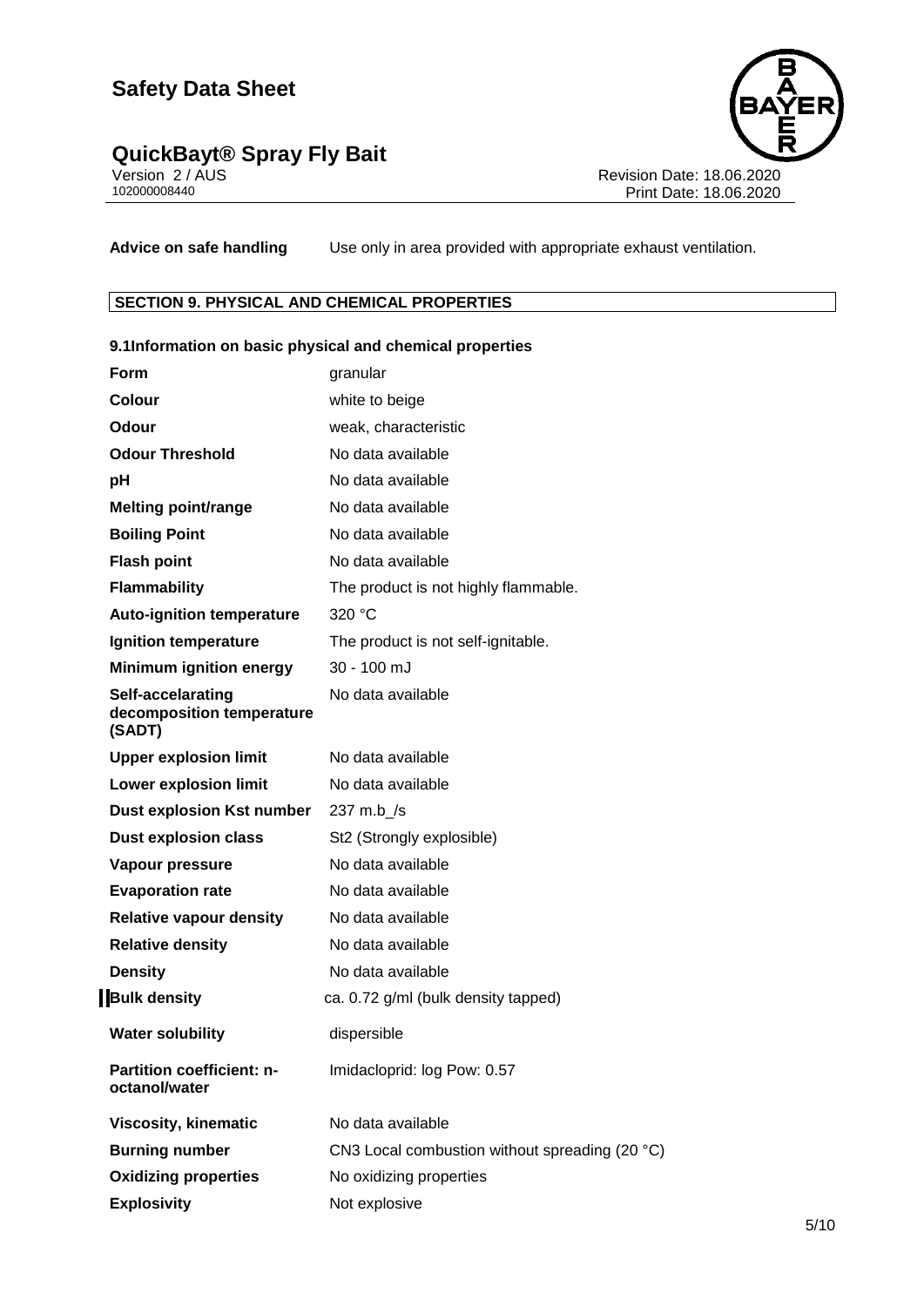**Advice on safe handling** Use only in area provided with appropriate exhaust ventilation.

## SECTION 9. PHYSICAL AND CHEMICAL PROPERTIES

### 9.1Information on basic physical and chemical properties

| | |
|---|---|
| **Form** | granular |
| **Colour** | white to beige |
| **Odour** | weak, characteristic |
| **Odour Threshold** | No data available |
| **pH** | No data available |
| **Melting point/range** | No data available |
| **Boiling Point** | No data available |
| **Flash point** | No data available |
| **Flammability** | The product is not highly flammable. |
| **Auto-ignition temperature** | 320 °C |
| **Ignition temperature** | The product is not self-ignitable. |
| **Minimum ignition energy** | 30 - 100 mJ |
| **Self-accelarating decomposition temperature (SADT)** | No data available |
| **Upper explosion limit** | No data available |
| **Lower explosion limit** | No data available |
| **Dust explosion Kst number** | 237 m.b_/s |
| **Dust explosion class** | St2 (Strongly explosible) |
| **Vapour pressure** | No data available |
| **Evaporation rate** | No data available |
| **Relative vapour density** | No data available |
| **Relative density** | No data available |
| **Density** | No data available |
| **Bulk density** | ca. 0.72 g/ml (bulk density tapped) |
| **Water solubility** | dispersible |
| **Partition coefficient: n-octanol/water** | Imidacloprid: log Pow: 0.57 |
| **Viscosity, kinematic** | No data available |
| **Burning number** | CN3 Local combustion without spreading (20 °C) |
| **Oxidizing properties** | No oxidizing properties |
| **Explosivity** | Not explosive |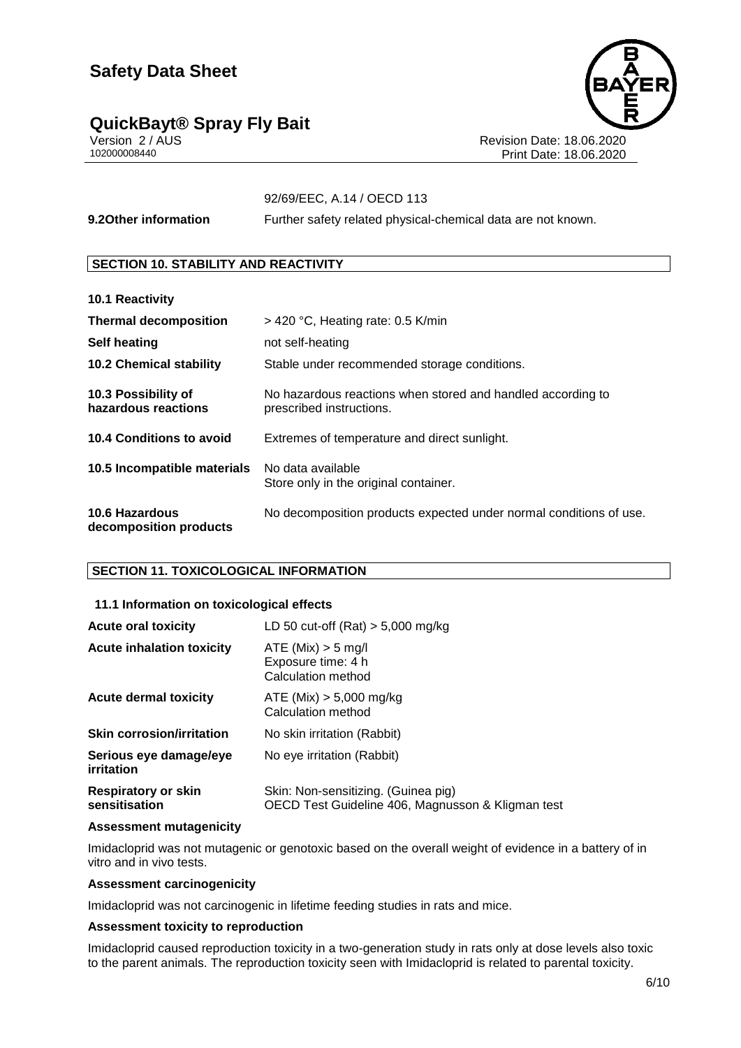92/69/EEC, A.14 / OECD 113

| | |
|---|---|
| **9.2Other information** | Further safety related physical-chemical data are not known. |

## SECTION 10. STABILITY AND REACTIVITY

| | |
|---|---|
| **10.1 Reactivity** | |
| **Thermal decomposition** | > 420 °C, Heating rate: 0.5 K/min |
| **Self heating** | not self-heating |
| **10.2 Chemical stability** | Stable under recommended storage conditions. |
| **10.3 Possibility of hazardous reactions** | No hazardous reactions when stored and handled according to prescribed instructions. |
| **10.4 Conditions to avoid** | Extremes of temperature and direct sunlight. |
| **10.5 Incompatible materials** | No data available<br>Store only in the original container. |
| **10.6 Hazardous decomposition products** | No decomposition products expected under normal conditions of use. |

## SECTION 11. TOXICOLOGICAL INFORMATION

### 11.1 Information on toxicological effects

| | |
|---|---|
| **Acute oral toxicity** | LD 50 cut-off (Rat) > 5,000 mg/kg |
| **Acute inhalation toxicity** | ATE (Mix) > 5 mg/l<br>Exposure time: 4 h<br>Calculation method |
| **Acute dermal toxicity** | ATE (Mix) > 5,000 mg/kg<br>Calculation method |
| **Skin corrosion/irritation** | No skin irritation (Rabbit) |
| **Serious eye damage/eye irritation** | No eye irritation (Rabbit) |
| **Respiratory or skin sensitisation** | Skin: Non-sensitizing. (Guinea pig)<br>OECD Test Guideline 406, Magnusson & Kligman test |

**Assessment mutagenicity**

Imidacloprid was not mutagenic or genotoxic based on the overall weight of evidence in a battery of in vitro and in vivo tests.

**Assessment carcinogenicity**

Imidacloprid was not carcinogenic in lifetime feeding studies in rats and mice.

**Assessment toxicity to reproduction**

Imidacloprid caused reproduction toxicity in a two-generation study in rats only at dose levels also toxic to the parent animals. The reproduction toxicity seen with Imidacloprid is related to parental toxicity.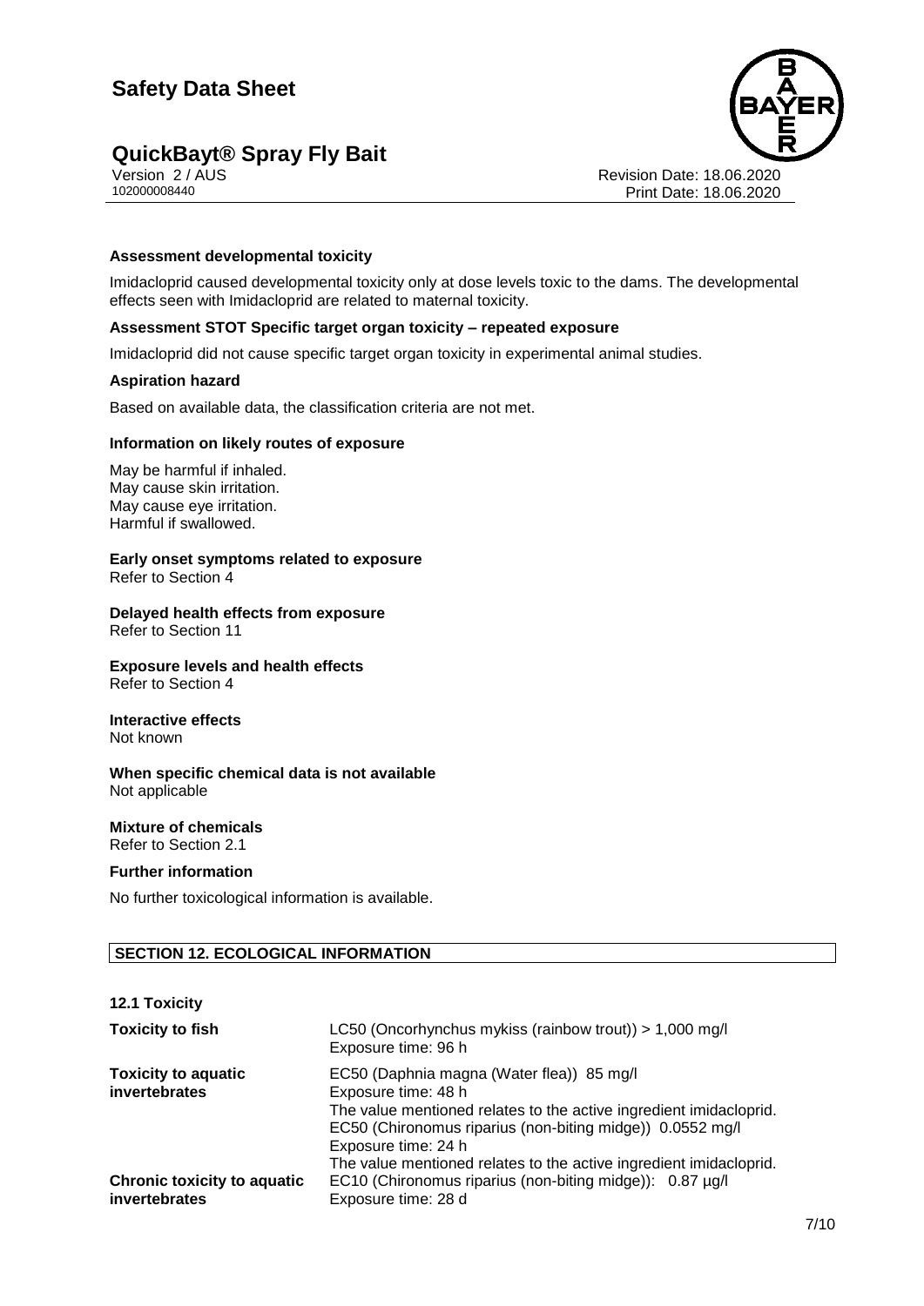**Assessment developmental toxicity**

Imidacloprid caused developmental toxicity only at dose levels toxic to the dams. The developmental effects seen with Imidacloprid are related to maternal toxicity.

**Assessment STOT Specific target organ toxicity – repeated exposure**

Imidacloprid did not cause specific target organ toxicity in experimental animal studies.

**Aspiration hazard**

Based on available data, the classification criteria are not met.

**Information on likely routes of exposure**

May be harmful if inhaled.
May cause skin irritation.
May cause eye irritation.
Harmful if swallowed.

**Early onset symptoms related to exposure**
Refer to Section 4

**Delayed health effects from exposure**
Refer to Section 11

**Exposure levels and health effects**
Refer to Section 4

**Interactive effects**
Not known

**When specific chemical data is not available**
Not applicable

**Mixture of chemicals**
Refer to Section 2.1

**Further information**

No further toxicological information is available.

## SECTION 12. ECOLOGICAL INFORMATION

**12.1 Toxicity**

| | |
|---|---|
| **Toxicity to fish** | LC50 (Oncorhynchus mykiss (rainbow trout)) > 1,000 mg/l<br>Exposure time: 96 h |
| **Toxicity to aquatic invertebrates** | EC50 (Daphnia magna (Water flea)) 85 mg/l<br>Exposure time: 48 h<br>The value mentioned relates to the active ingredient imidacloprid.<br>EC50 (Chironomus riparius (non-biting midge)) 0.0552 mg/l<br>Exposure time: 24 h<br>The value mentioned relates to the active ingredient imidacloprid. |
| **Chronic toxicity to aquatic invertebrates** | EC10 (Chironomus riparius (non-biting midge)): 0.87 µg/l<br>Exposure time: 28 d |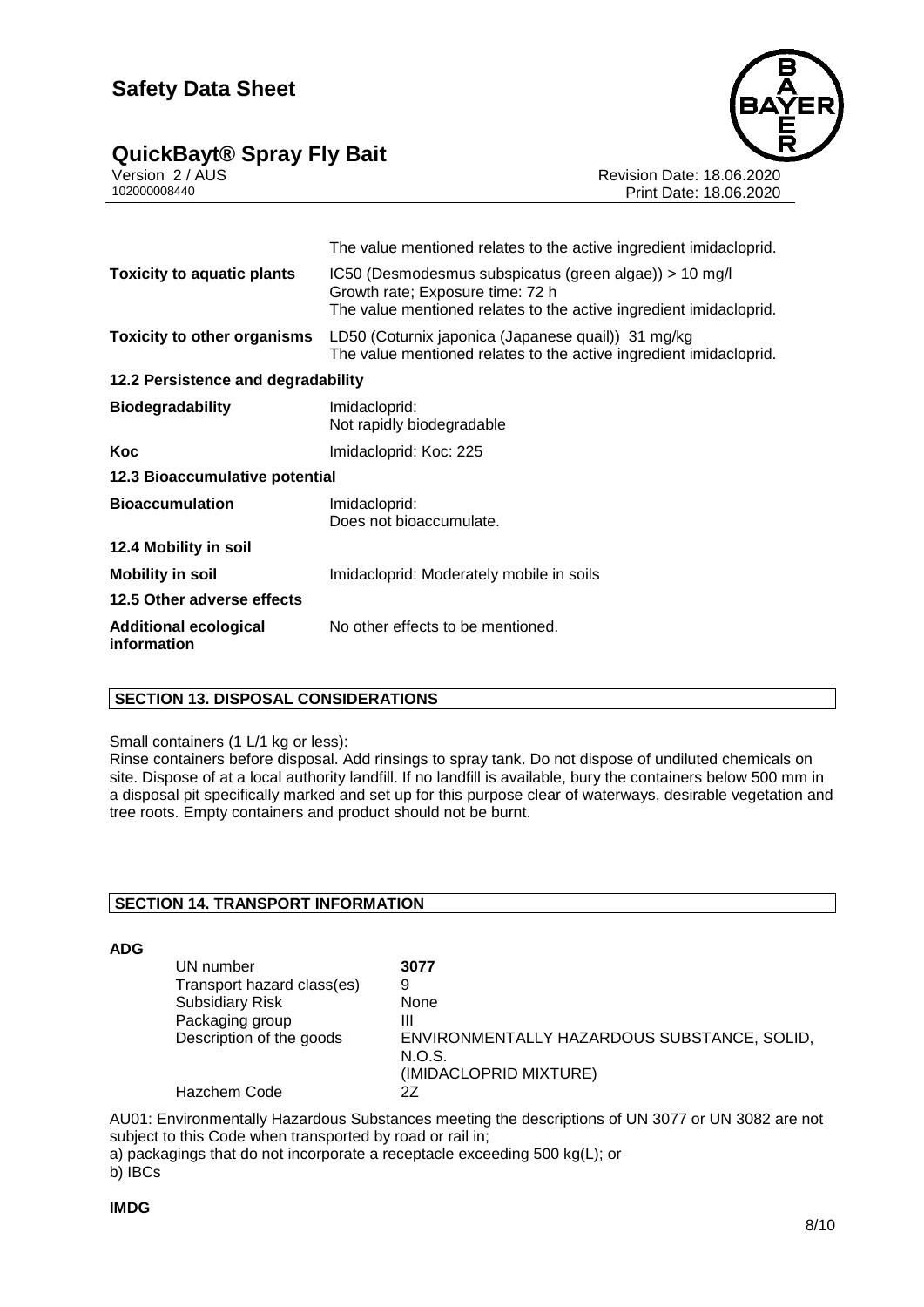| | |
|---|---|
| | The value mentioned relates to the active ingredient imidacloprid. |
| **Toxicity to aquatic plants** | IC50 (Desmodesmus subspicatus (green algae)) > 10 mg/l<br>Growth rate; Exposure time: 72 h<br>The value mentioned relates to the active ingredient imidacloprid. |
| **Toxicity to other organisms** | LD50 (Coturnix japonica (Japanese quail)) 31 mg/kg<br>The value mentioned relates to the active ingredient imidacloprid. |

**12.2 Persistence and degradability**

| | |
|---|---|
| **Biodegradability** | Imidacloprid:<br>Not rapidly biodegradable |
| **Koc** | Imidacloprid: Koc: 225 |

**12.3 Bioaccumulative potential**

| | |
|---|---|
| **Bioaccumulation** | Imidacloprid:<br>Does not bioaccumulate. |

**12.4 Mobility in soil**

| | |
|---|---|
| **Mobility in soil** | Imidacloprid: Moderately mobile in soils |

**12.5 Other adverse effects**

| | |
|---|---|
| **Additional ecological information** | No other effects to be mentioned. |

## SECTION 13. DISPOSAL CONSIDERATIONS

Small containers (1 L/1 kg or less):
Rinse containers before disposal. Add rinsings to spray tank. Do not dispose of undiluted chemicals on site. Dispose of at a local authority landfill. If no landfill is available, bury the containers below 500 mm in a disposal pit specifically marked and set up for this purpose clear of waterways, desirable vegetation and tree roots. Empty containers and product should not be burnt.

## SECTION 14. TRANSPORT INFORMATION

**ADG**

| | |
|---|---|
| UN number | **3077** |
| Transport hazard class(es) | 9 |
| Subsidiary Risk | None |
| Packaging group | III |
| Description of the goods | ENVIRONMENTALLY HAZARDOUS SUBSTANCE, SOLID, N.O.S.<br>(IMIDACLOPRID MIXTURE) |
| Hazchem Code | 2Z |

AU01: Environmentally Hazardous Substances meeting the descriptions of UN 3077 or UN 3082 are not subject to this Code when transported by road or rail in;
a) packagings that do not incorporate a receptacle exceeding 500 kg(L); or
b) IBCs

**IMDG**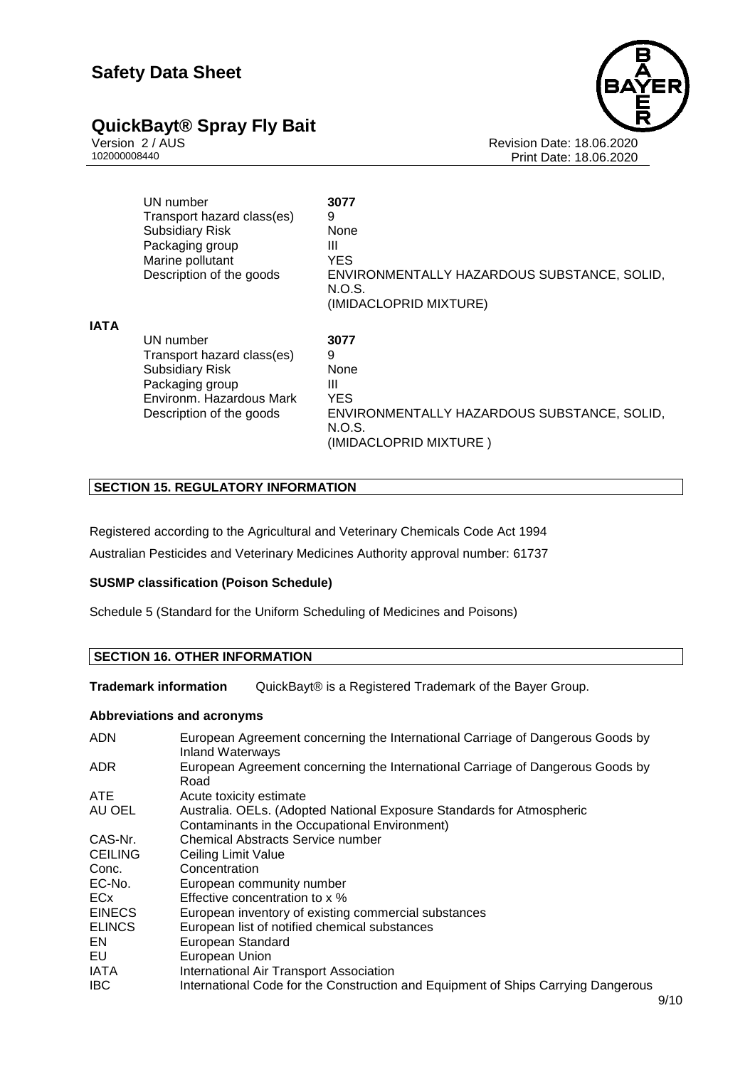| | |
|---|---|
| UN number | **3077** |
| Transport hazard class(es) | 9 |
| Subsidiary Risk | None |
| Packaging group | III |
| Marine pollutant | YES |
| Description of the goods | ENVIRONMENTALLY HAZARDOUS SUBSTANCE, SOLID, N.O.S. (IMIDACLOPRID MIXTURE) |

**IATA**

| | |
|---|---|
| UN number | **3077** |
| Transport hazard class(es) | 9 |
| Subsidiary Risk | None |
| Packaging group | III |
| Environm. Hazardous Mark | YES |
| Description of the goods | ENVIRONMENTALLY HAZARDOUS SUBSTANCE, SOLID, N.O.S. (IMIDACLOPRID MIXTURE ) |

## SECTION 15. REGULATORY INFORMATION

Registered according to the Agricultural and Veterinary Chemicals Code Act 1994

Australian Pesticides and Veterinary Medicines Authority approval number: 61737

**SUSMP classification (Poison Schedule)**

Schedule 5 (Standard for the Uniform Scheduling of Medicines and Poisons)

## SECTION 16. OTHER INFORMATION

**Trademark information** QuickBayt® is a Registered Trademark of the Bayer Group.

**Abbreviations and acronyms**

| | |
|---|---|
| ADN | European Agreement concerning the International Carriage of Dangerous Goods by Inland Waterways |
| ADR | European Agreement concerning the International Carriage of Dangerous Goods by Road |
| ATE | Acute toxicity estimate |
| AU OEL | Australia. OELs. (Adopted National Exposure Standards for Atmospheric Contaminants in the Occupational Environment) |
| CAS-Nr. | Chemical Abstracts Service number |
| CEILING | Ceiling Limit Value |
| Conc. | Concentration |
| EC-No. | European community number |
| ECx | Effective concentration to x % |
| EINECS | European inventory of existing commercial substances |
| ELINCS | European list of notified chemical substances |
| EN | European Standard |
| EU | European Union |
| IATA | International Air Transport Association |
| IBC | International Code for the Construction and Equipment of Ships Carrying Dangerous |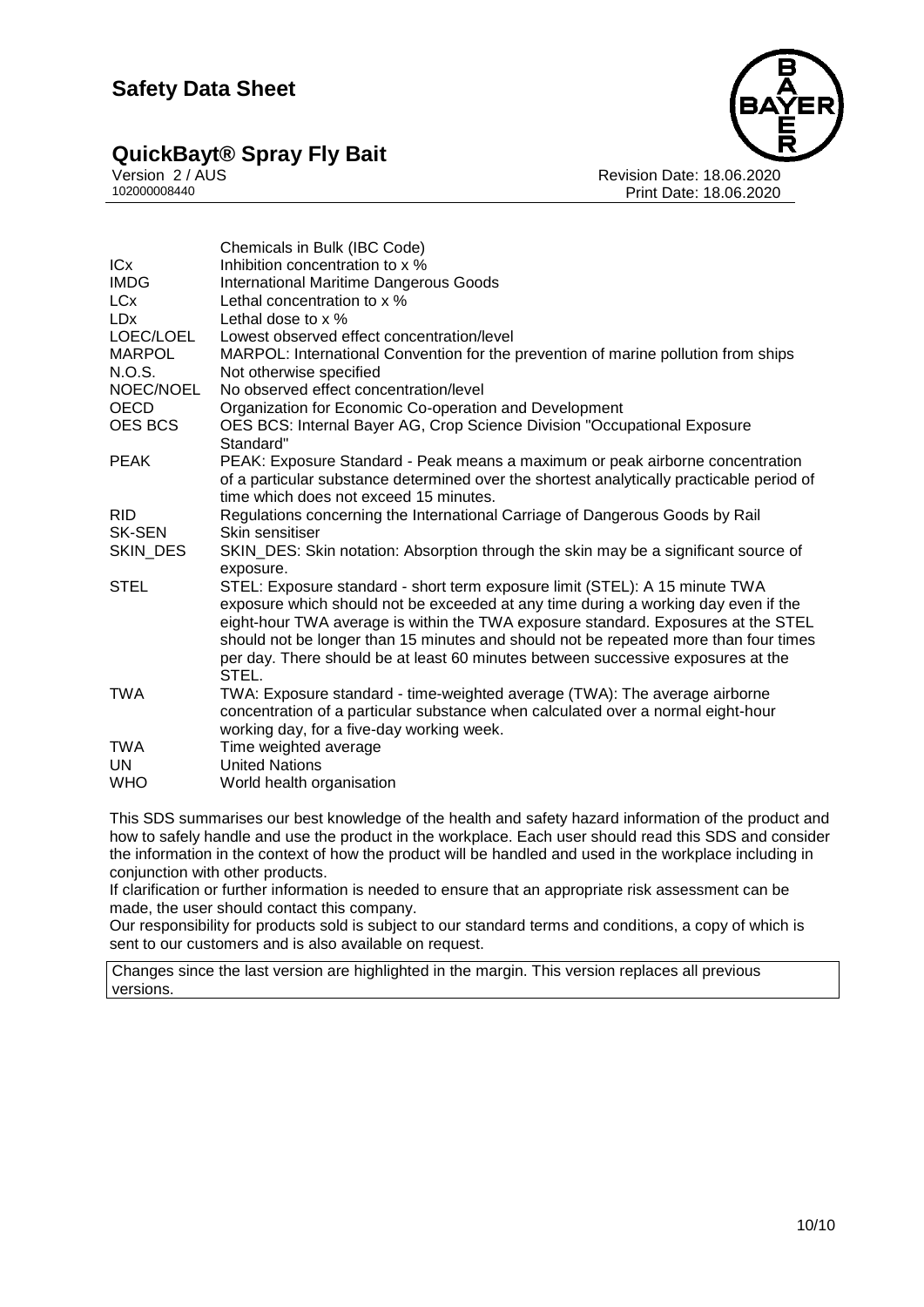| | |
|---|---|
| | Chemicals in Bulk (IBC Code) |
| ICx | Inhibition concentration to x % |
| IMDG | International Maritime Dangerous Goods |
| LCx | Lethal concentration to x % |
| LDx | Lethal dose to x % |
| LOEC/LOEL | Lowest observed effect concentration/level |
| MARPOL | MARPOL: International Convention for the prevention of marine pollution from ships |
| N.O.S. | Not otherwise specified |
| NOEC/NOEL | No observed effect concentration/level |
| OECD | Organization for Economic Co-operation and Development |
| OES BCS | OES BCS: Internal Bayer AG, Crop Science Division "Occupational Exposure Standard" |
| PEAK | PEAK: Exposure Standard - Peak means a maximum or peak airborne concentration of a particular substance determined over the shortest analytically practicable period of time which does not exceed 15 minutes. |
| RID | Regulations concerning the International Carriage of Dangerous Goods by Rail |
| SK-SEN | Skin sensitiser |
| SKIN_DES | SKIN_DES: Skin notation: Absorption through the skin may be a significant source of exposure. |
| STEL | STEL: Exposure standard - short term exposure limit (STEL): A 15 minute TWA exposure which should not be exceeded at any time during a working day even if the eight-hour TWA average is within the TWA exposure standard. Exposures at the STEL should not be longer than 15 minutes and should not be repeated more than four times per day. There should be at least 60 minutes between successive exposures at the STEL. |
| TWA | TWA: Exposure standard - time-weighted average (TWA): The average airborne concentration of a particular substance when calculated over a normal eight-hour working day, for a five-day working week. |
| TWA | Time weighted average |
| UN | United Nations |
| WHO | World health organisation |

This SDS summarises our best knowledge of the health and safety hazard information of the product and how to safely handle and use the product in the workplace. Each user should read this SDS and consider the information in the context of how the product will be handled and used in the workplace including in conjunction with other products.
If clarification or further information is needed to ensure that an appropriate risk assessment can be made, the user should contact this company.
Our responsibility for products sold is subject to our standard terms and conditions, a copy of which is sent to our customers and is also available on request.

Changes since the last version are highlighted in the margin. This version replaces all previous versions.